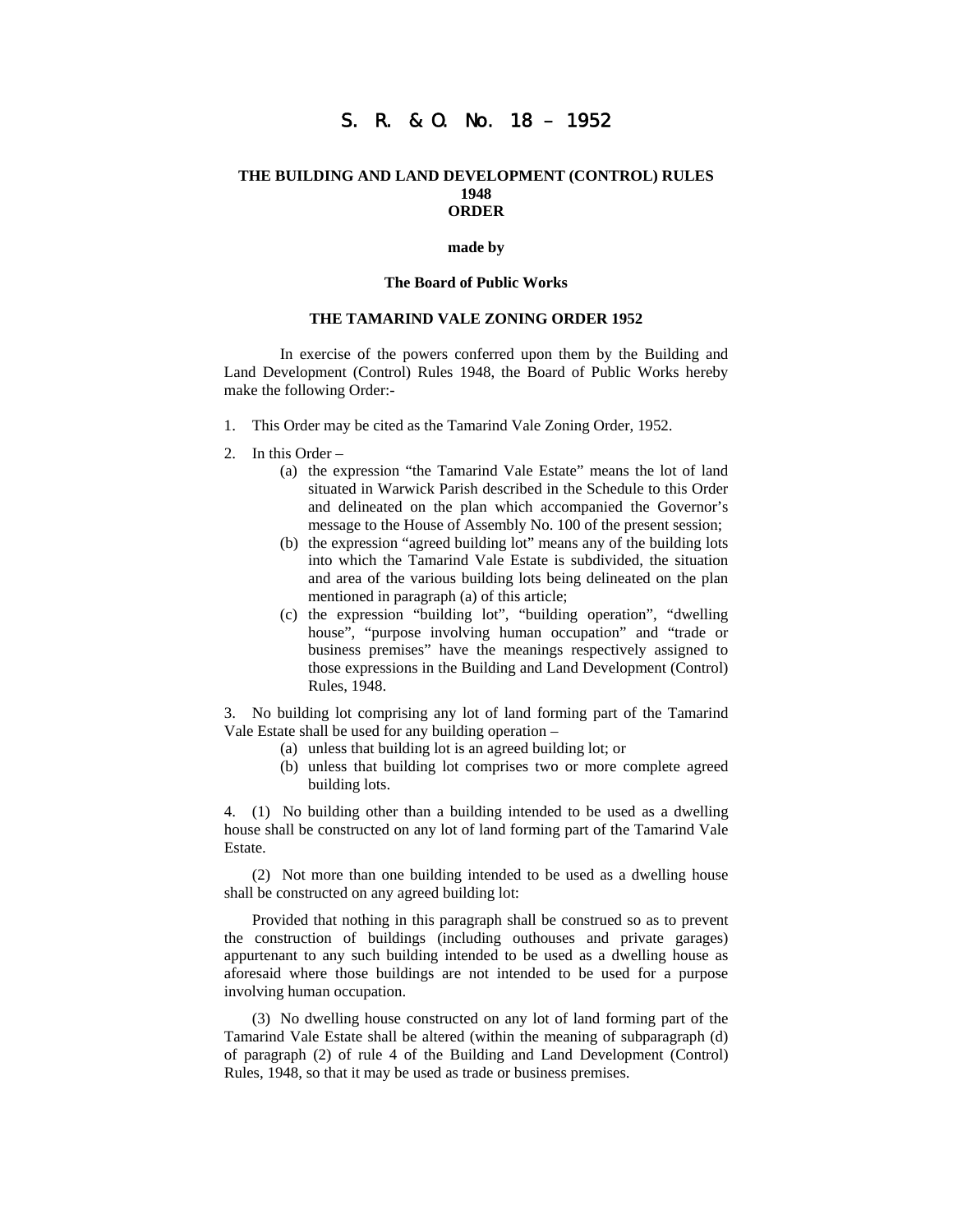# S. R. & O. No. 18 – 1952

**THE BUILDING AND LAND DEVELOPMENT (CONTROL) RULES 1948**
**ORDER**

**made by**

**The Board of Public Works**

**THE TAMARIND VALE ZONING ORDER 1952**

In exercise of the powers conferred upon them by the Building and Land Development (Control) Rules 1948, the Board of Public Works hereby make the following Order:-

1. This Order may be cited as the Tamarind Vale Zoning Order, 1952.

2. In this Order –
   (a) the expression "the Tamarind Vale Estate" means the lot of land situated in Warwick Parish described in the Schedule to this Order and delineated on the plan which accompanied the Governor's message to the House of Assembly No. 100 of the present session;
   (b) the expression "agreed building lot" means any of the building lots into which the Tamarind Vale Estate is subdivided, the situation and area of the various building lots being delineated on the plan mentioned in paragraph (a) of this article;
   (c) the expression "building lot", "building operation", "dwelling house", "purpose involving human occupation" and "trade or business premises" have the meanings respectively assigned to those expressions in the Building and Land Development (Control) Rules, 1948.

3. No building lot comprising any lot of land forming part of the Tamarind Vale Estate shall be used for any building operation –
   (a) unless that building lot is an agreed building lot; or
   (b) unless that building lot comprises two or more complete agreed building lots.

4. (1) No building other than a building intended to be used as a dwelling house shall be constructed on any lot of land forming part of the Tamarind Vale Estate.

(2) Not more than one building intended to be used as a dwelling house shall be constructed on any agreed building lot:

Provided that nothing in this paragraph shall be construed so as to prevent the construction of buildings (including outhouses and private garages) appurtenant to any such building intended to be used as a dwelling house as aforesaid where those buildings are not intended to be used for a purpose involving human occupation.

(3) No dwelling house constructed on any lot of land forming part of the Tamarind Vale Estate shall be altered (within the meaning of subparagraph (d) of paragraph (2) of rule 4 of the Building and Land Development (Control) Rules, 1948, so that it may be used as trade or business premises.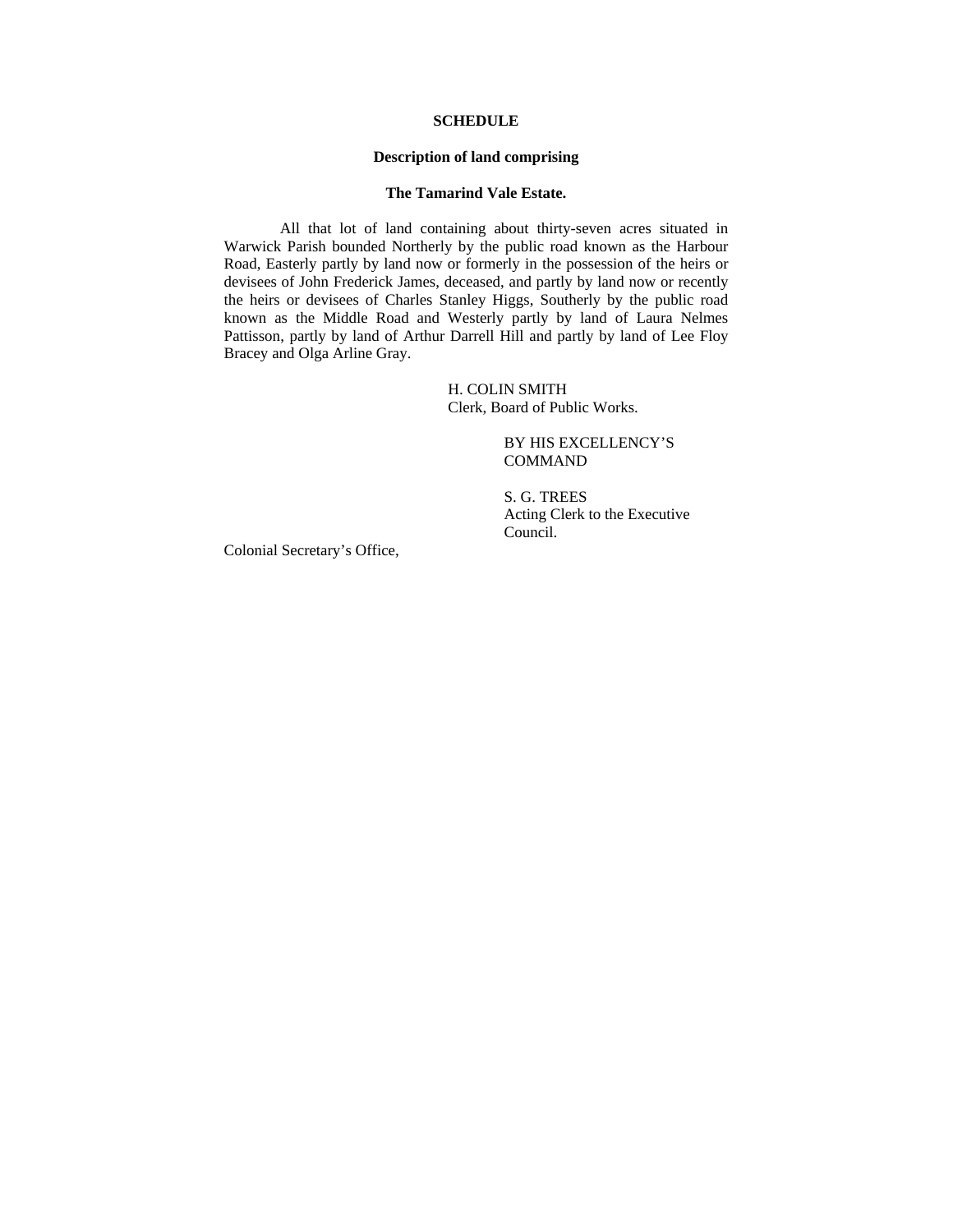**SCHEDULE**

**Description of land comprising**

**The Tamarind Vale Estate.**

All that lot of land containing about thirty-seven acres situated in Warwick Parish bounded Northerly by the public road known as the Harbour Road, Easterly partly by land now or formerly in the possession of the heirs or devisees of John Frederick James, deceased, and partly by land now or recently the heirs or devisees of Charles Stanley Higgs, Southerly by the public road known as the Middle Road and Westerly partly by land of Laura Nelmes Pattisson, partly by land of Arthur Darrell Hill and partly by land of Lee Floy Bracey and Olga Arline Gray.

H. COLIN SMITH
Clerk, Board of Public Works.

BY HIS EXCELLENCY'S COMMAND

S. G. TREES
Acting Clerk to the Executive Council.

Colonial Secretary's Office,